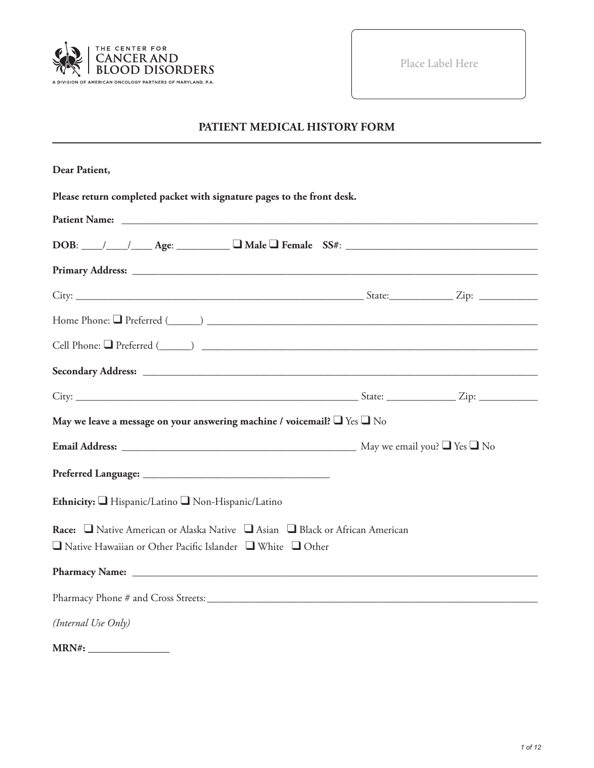THE CENTER FOR
CANCER AND
BLOOD DISORDERS
A DIVISION OF AMERICAN ONCOLOGY PARTNERS OF MARYLAND, P.A.

Place Label Here

## PATIENT MEDICAL HISTORY FORM

**Dear Patient,**

**Please return completed packet with signature pages to the front desk.**

**Patient Name:** ____________________________________________________________

**DOB**: ____/____/____ **Age**: __________ ❑ **Male** ❑ **Female** **SS#**: ______________________________

**Primary Address:** ____________________________________________________________

City: ____________________________________________ State:____________ Zip: ___________

Home Phone: ❑ Preferred (______) ____________________________________________________

Cell Phone: ❑ Preferred (______) ____________________________________________________

**Secondary Address:** __________________________________________________________

City: ____________________________________________ State: _____________ Zip: ___________

**May we leave a message on your answering machine / voicemail?** ❑ Yes ❑ No

**Email Address:** ____________________________________ May we email you? ❑ Yes ❑ No

**Preferred Language:** ___________________________________

**Ethnicity:** ❑ Hispanic/Latino ❑ Non-Hispanic/Latino

**Race:** ❑ Native American or Alaska Native ❑ Asian ❑ Black or African American
❑ Native Hawaiian or Other Pacific Islander ❑ White ❑ Other

**Pharmacy Name:** ____________________________________________________________

Pharmacy Phone # and Cross Streets:___________________________________________________

*(Internal Use Only)*

**MRN#:** _______________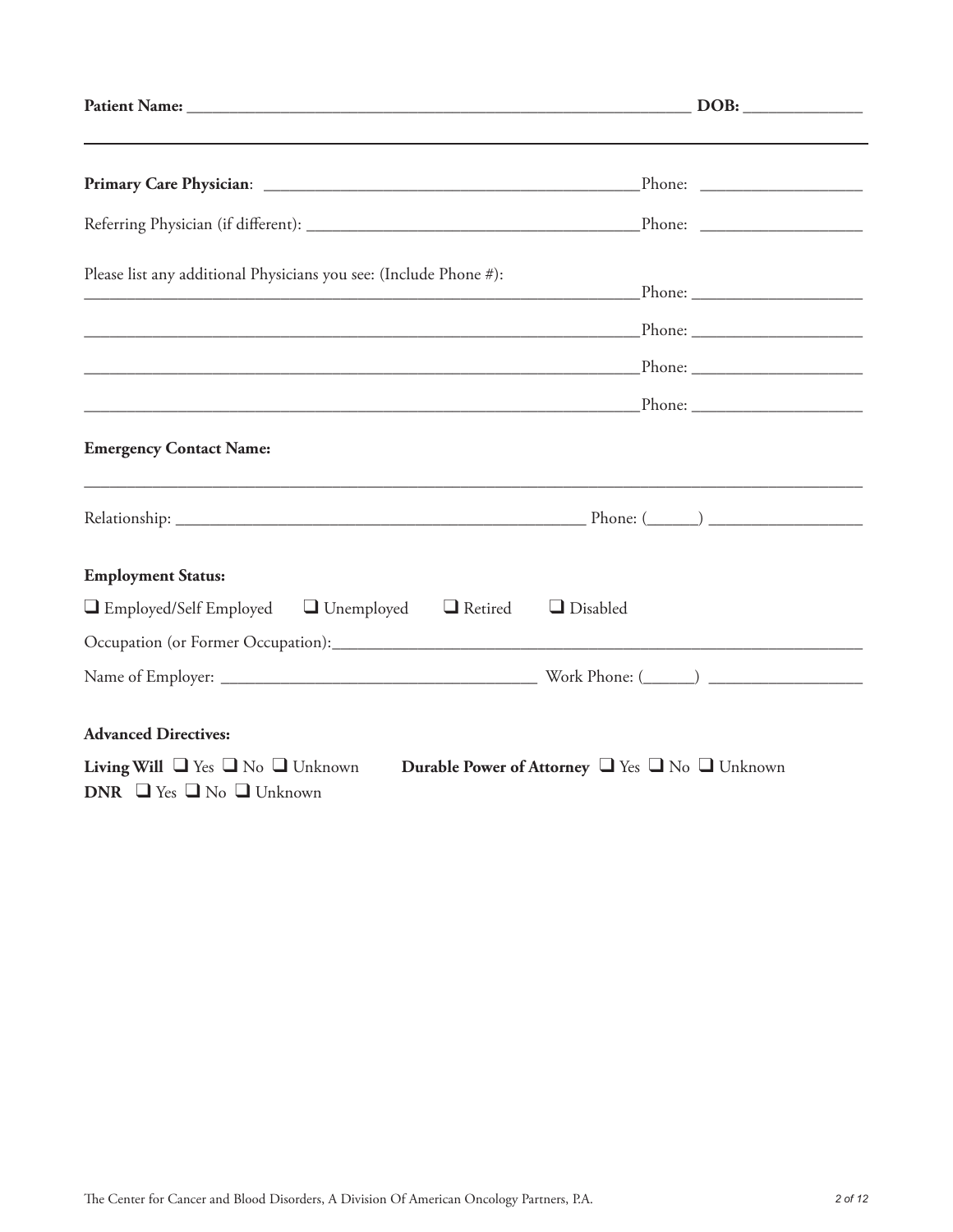**Patient Name:** ______________________________________________________________ **DOB:** ______________

---

**Primary Care Physician**: ______________________________________________ Phone: ___________________

Referring Physician (if different): ______________________________________ Phone: ___________________

Please list any additional Physicians you see: (Include Phone #):

____________________________________________________________________ Phone: ____________________

____________________________________________________________________ Phone: ____________________

____________________________________________________________________ Phone: ____________________

____________________________________________________________________ Phone: ____________________

**Emergency Contact Name:**

_____________________________________________________________________________________________

Relationship: ________________________________________________ Phone: (______) __________________

**Employment Status:**

❑ Employed/Self Employed ❑ Unemployed ❑ Retired ❑ Disabled

Occupation (or Former Occupation):_____________________________________________________________

Name of Employer: ____________________________________ Work Phone: (______) __________________

**Advanced Directives:**

**Living Will** ❑ Yes ❑ No ❑ Unknown **Durable Power of Attorney** ❑ Yes ❑ No ❑ Unknown

**DNR** ❑ Yes ❑ No ❑ Unknown

The Center for Cancer and Blood Disorders, A Division Of American Oncology Partners, P.A.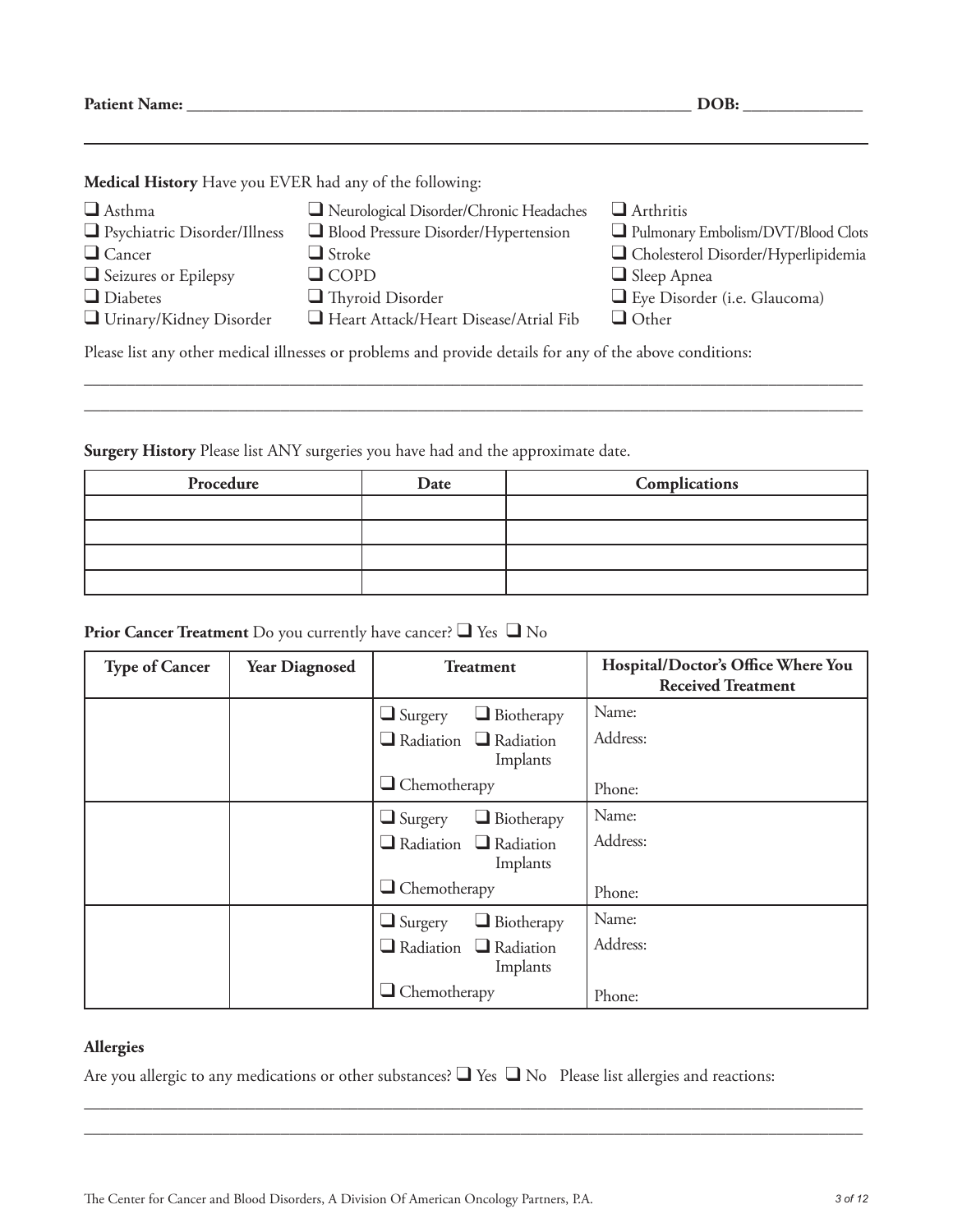**Patient Name:** ______________________________________________________ **DOB:** ____________

---

**Medical History** Have you EVER had any of the following:

- ❑ Asthma
- ❑ Psychiatric Disorder/Illness
- ❑ Cancer
- ❑ Seizures or Epilepsy
- ❑ Diabetes
- ❑ Urinary/Kidney Disorder
- ❑ Neurological Disorder/Chronic Headaches
- ❑ Blood Pressure Disorder/Hypertension
- ❑ Stroke
- ❑ COPD
- ❑ Thyroid Disorder
- ❑ Heart Attack/Heart Disease/Atrial Fib
- ❑ Arthritis
- ❑ Pulmonary Embolism/DVT/Blood Clots
- ❑ Cholesterol Disorder/Hyperlipidemia
- ❑ Sleep Apnea
- ❑ Eye Disorder (i.e. Glaucoma)
- ❑ Other

Please list any other medical illnesses or problems and provide details for any of the above conditions:

______________________________________________________________________________________

______________________________________________________________________________________

**Surgery History** Please list ANY surgeries you have had and the approximate date.

| Procedure | Date | Complications |
|---|---|---|
| | | |
| | | |
| | | |
| | | |

**Prior Cancer Treatment** Do you currently have cancer? ❑ Yes ❑ No

| Type of Cancer | Year Diagnosed | Treatment | Hospital/Doctor's Office Where You Received Treatment |
|---|---|---|---|
| | | ❑ Surgery ❑ Biotherapy ❑ Radiation ❑ Radiation Implants ❑ Chemotherapy | Name: Address: Phone: |
| | | ❑ Surgery ❑ Biotherapy ❑ Radiation ❑ Radiation Implants ❑ Chemotherapy | Name: Address: Phone: |
| | | ❑ Surgery ❑ Biotherapy ❑ Radiation ❑ Radiation Implants ❑ Chemotherapy | Name: Address: Phone: |

**Allergies**

Are you allergic to any medications or other substances? ❑ Yes ❑ No Please list allergies and reactions:

______________________________________________________________________________________

______________________________________________________________________________________

The Center for Cancer and Blood Disorders, A Division Of American Oncology Partners, P.A.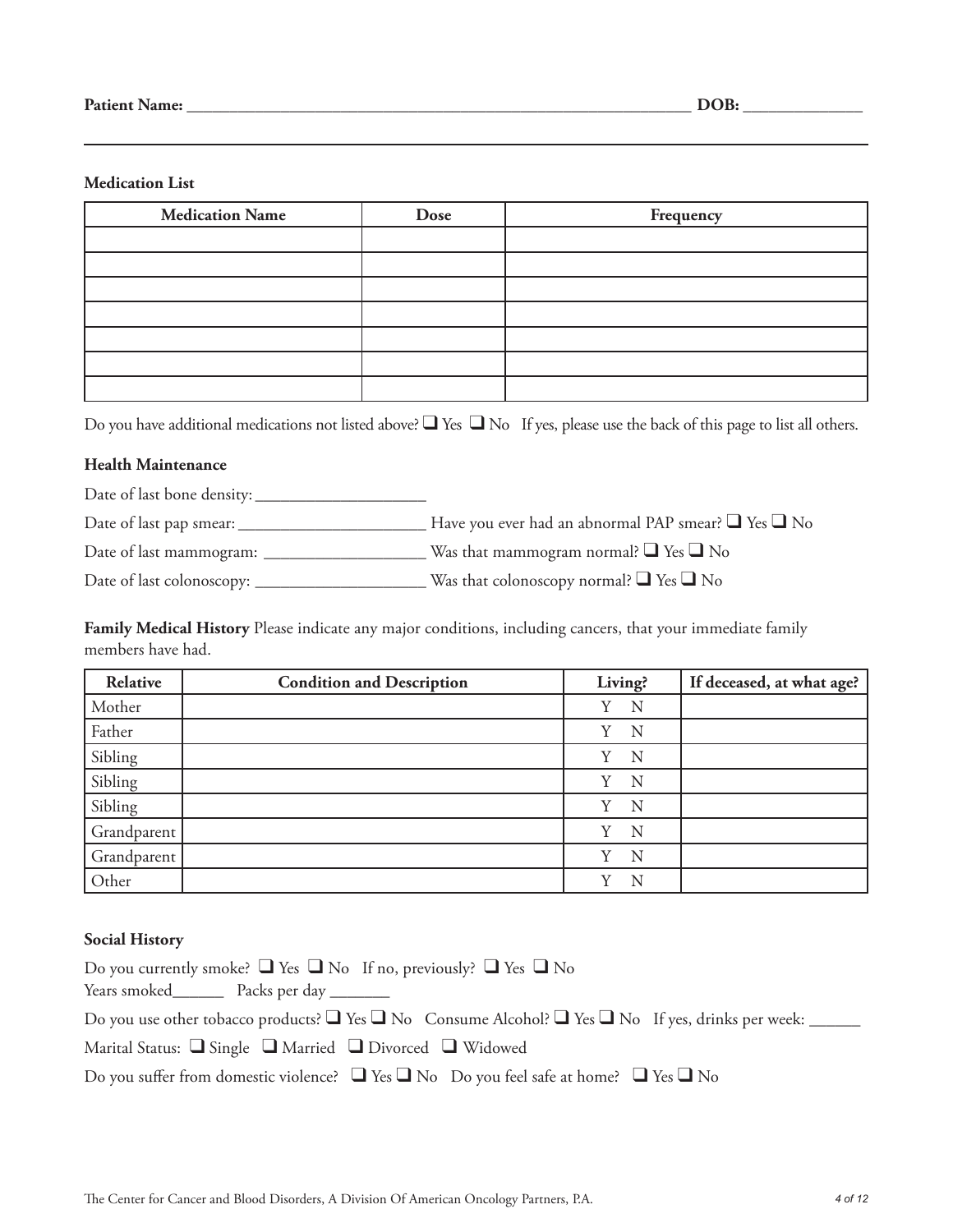**Patient Name:** ______________________________________________ **DOB:** ____________

**Medication List**

| Medication Name | Dose | Frequency |
|---|---|---|
| | | |
| | | |
| | | |
| | | |
| | | |
| | | |
| | | |

Do you have additional medications not listed above? ❑ Yes ❑ No If yes, please use the back of this page to list all others.

**Health Maintenance**

Date of last bone density: ____________________

Date of last pap smear: ______________________ Have you ever had an abnormal PAP smear? ❑ Yes ❑ No

Date of last mammogram: ___________________ Was that mammogram normal? ❑ Yes ❑ No

Date of last colonoscopy: ____________________ Was that colonoscopy normal? ❑ Yes ❑ No

**Family Medical History** Please indicate any major conditions, including cancers, that your immediate family members have had.

| Relative | Condition and Description | Living? | If deceased, at what age? |
|---|---|---|---|
| Mother | | Y N | |
| Father | | Y N | |
| Sibling | | Y N | |
| Sibling | | Y N | |
| Sibling | | Y N | |
| Grandparent | | Y N | |
| Grandparent | | Y N | |
| Other | | Y N | |

**Social History**

Do you currently smoke? ❑ Yes ❑ No If no, previously? ❑ Yes ❑ No
Years smoked______ Packs per day _______

Do you use other tobacco products? ❑ Yes ❑ No Consume Alcohol? ❑ Yes ❑ No If yes, drinks per week: ______

Marital Status: ❑ Single ❑ Married ❑ Divorced ❑ Widowed

Do you suffer from domestic violence? ❑ Yes ❑ No Do you feel safe at home? ❑ Yes ❑ No

The Center for Cancer and Blood Disorders, A Division Of American Oncology Partners, P.A.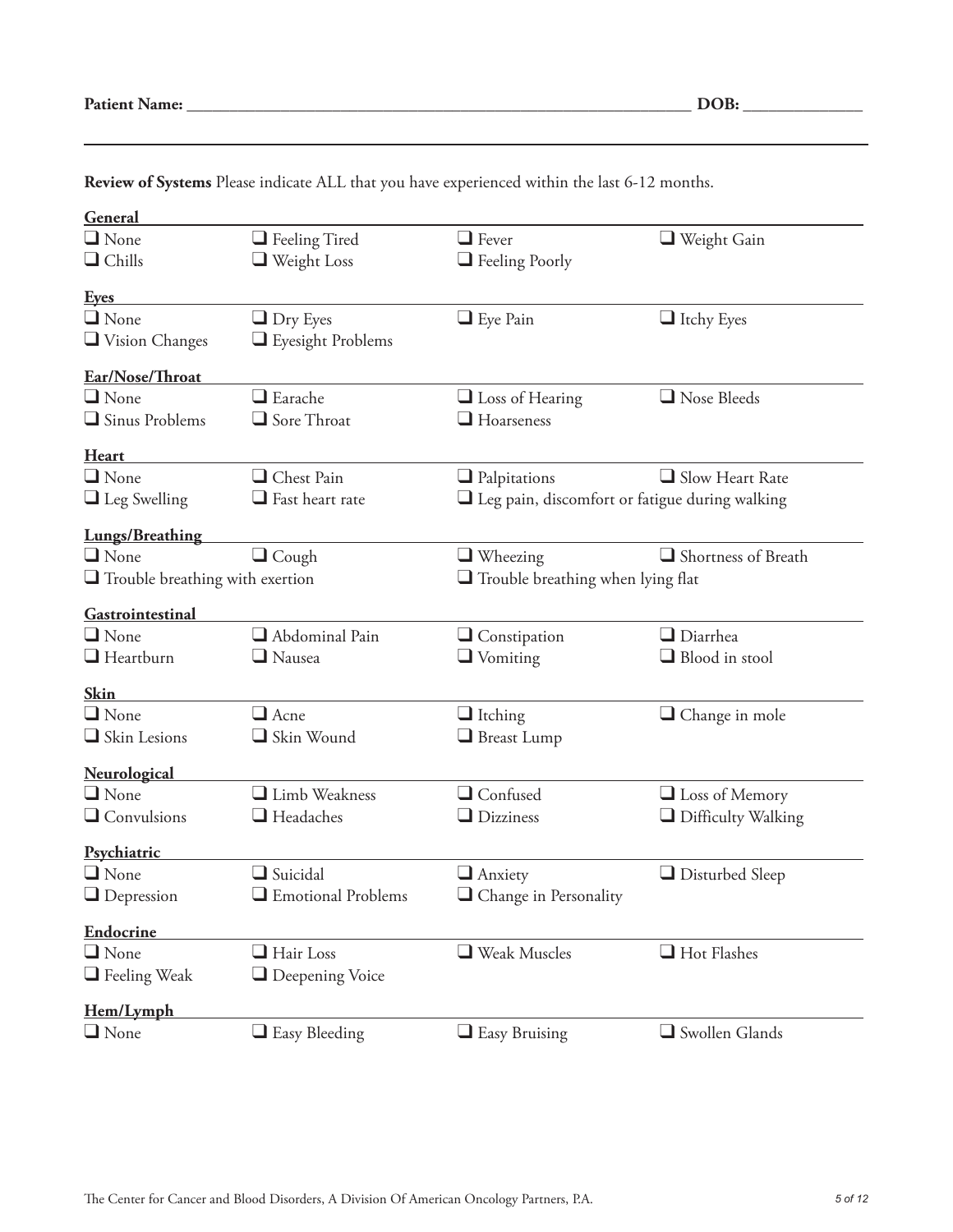**Patient Name:** ______________________________________________ **DOB:** ______________

**Review of Systems** Please indicate ALL that you have experienced within the last 6-12 months.

**General**

- ❑ None
- ❑ Feeling Tired
- ❑ Fever
- ❑ Weight Gain
- ❑ Chills
- ❑ Weight Loss
- ❑ Feeling Poorly

**Eyes**

- ❑ None
- ❑ Dry Eyes
- ❑ Eye Pain
- ❑ Itchy Eyes
- ❑ Vision Changes
- ❑ Eyesight Problems

**Ear/Nose/Throat**

- ❑ None
- ❑ Earache
- ❑ Loss of Hearing
- ❑ Nose Bleeds
- ❑ Sinus Problems
- ❑ Sore Throat
- ❑ Hoarseness

**Heart**

- ❑ None
- ❑ Chest Pain
- ❑ Palpitations
- ❑ Slow Heart Rate
- ❑ Leg Swelling
- ❑ Fast heart rate
- ❑ Leg pain, discomfort or fatigue during walking

**Lungs/Breathing**

- ❑ None
- ❑ Cough
- ❑ Wheezing
- ❑ Shortness of Breath
- ❑ Trouble breathing with exertion
- ❑ Trouble breathing when lying flat

**Gastrointestinal**

- ❑ None
- ❑ Abdominal Pain
- ❑ Constipation
- ❑ Diarrhea
- ❑ Heartburn
- ❑ Nausea
- ❑ Vomiting
- ❑ Blood in stool

**Skin**

- ❑ None
- ❑ Acne
- ❑ Itching
- ❑ Change in mole
- ❑ Skin Lesions
- ❑ Skin Wound
- ❑ Breast Lump

**Neurological**

- ❑ None
- ❑ Limb Weakness
- ❑ Confused
- ❑ Loss of Memory
- ❑ Convulsions
- ❑ Headaches
- ❑ Dizziness
- ❑ Difficulty Walking

**Psychiatric**

- ❑ None
- ❑ Suicidal
- ❑ Anxiety
- ❑ Disturbed Sleep
- ❑ Depression
- ❑ Emotional Problems
- ❑ Change in Personality

**Endocrine**

- ❑ None
- ❑ Hair Loss
- ❑ Weak Muscles
- ❑ Hot Flashes
- ❑ Feeling Weak
- ❑ Deepening Voice

**Hem/Lymph**

- ❑ None
- ❑ Easy Bleeding
- ❑ Easy Bruising
- ❑ Swollen Glands

The Center for Cancer and Blood Disorders, A Division Of American Oncology Partners, P.A.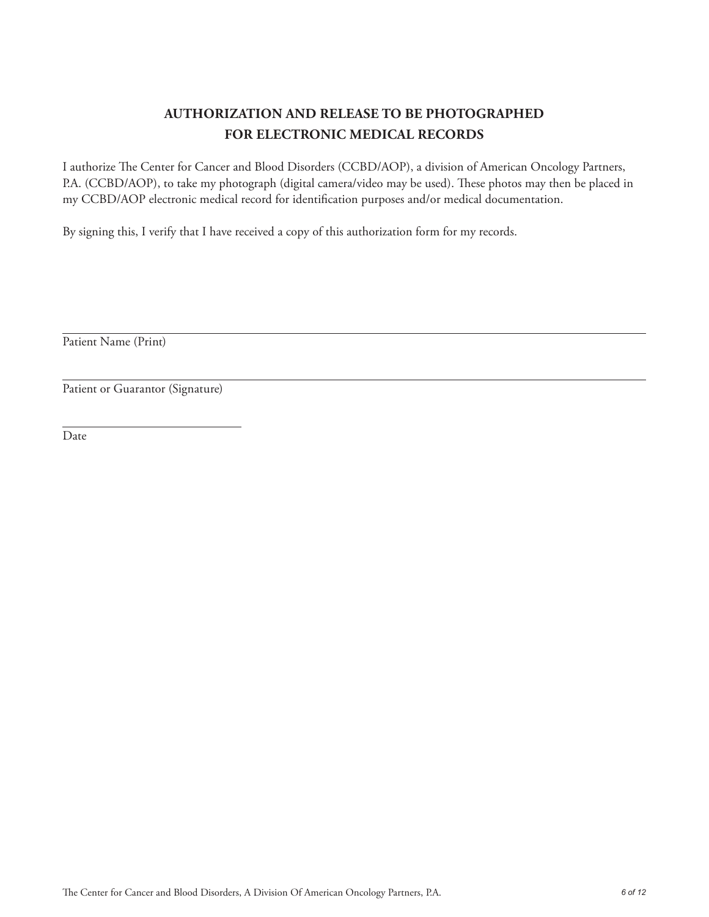# AUTHORIZATION AND RELEASE TO BE PHOTOGRAPHED FOR ELECTRONIC MEDICAL RECORDS

I authorize The Center for Cancer and Blood Disorders (CCBD/AOP), a division of American Oncology Partners, P.A. (CCBD/AOP), to take my photograph (digital camera/video may be used). These photos may then be placed in my CCBD/AOP electronic medical record for identification purposes and/or medical documentation.

By signing this, I verify that I have received a copy of this authorization form for my records.

\_\_\_\_\_\_\_\_\_\_\_\_\_\_\_\_\_\_\_\_\_\_\_\_\_\_\_\_\_\_\_\_\_\_\_\_\_\_\_\_\_\_\_\_

Patient Name (Print)

\_\_\_\_\_\_\_\_\_\_\_\_\_\_\_\_\_\_\_\_\_\_\_\_\_\_\_\_\_\_\_\_\_\_\_\_\_\_\_\_\_\_\_\_

Patient or Guarantor (Signature)

\_\_\_\_\_\_\_\_\_\_\_\_\_\_\_\_\_\_\_\_

Date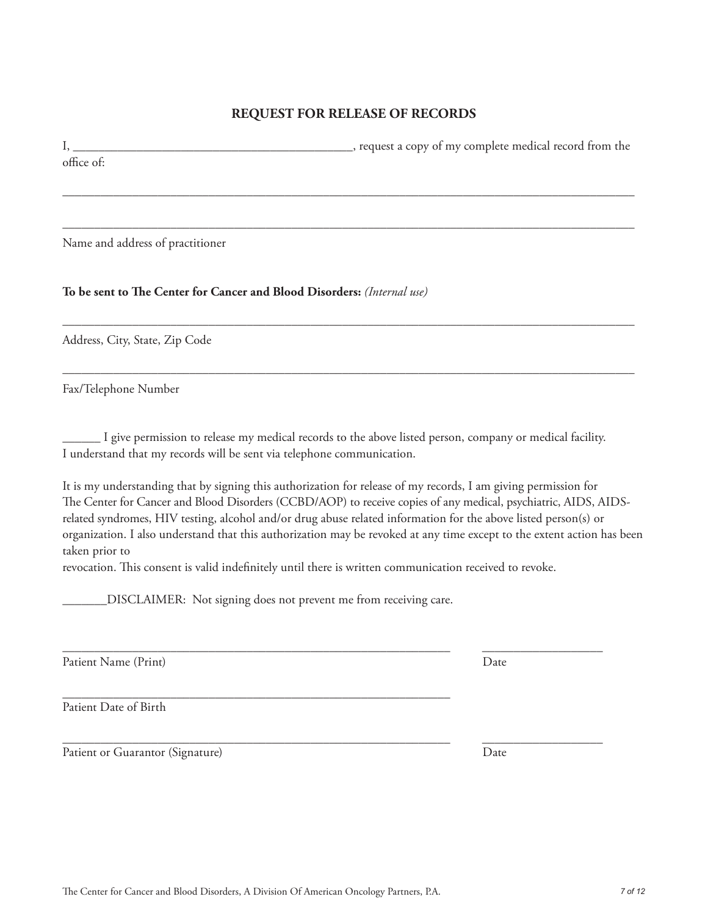# REQUEST FOR RELEASE OF RECORDS

I, ____________________________________________, request a copy of my complete medical record from the office of:

_____________________________________________________________________________________________

_____________________________________________________________________________________________

Name and address of practitioner

**To be sent to The Center for Cancer and Blood Disorders:** *(Internal use)*

_____________________________________________________________________________________________

Address, City, State, Zip Code

_____________________________________________________________________________________________

Fax/Telephone Number

______ I give permission to release my medical records to the above listed person, company or medical facility. I understand that my records will be sent via telephone communication.

It is my understanding that by signing this authorization for release of my records, I am giving permission for The Center for Cancer and Blood Disorders (CCBD/AOP) to receive copies of any medical, psychiatric, AIDS, AIDS-related syndromes, HIV testing, alcohol and/or drug abuse related information for the above listed person(s) or organization. I also understand that this authorization may be revoked at any time except to the extent action has been taken prior to
revocation. This consent is valid indefinitely until there is written communication received to revoke.

_______DISCLAIMER: Not signing does not prevent me from receiving care.

_______________________________________________________________ ___________________

Patient Name (Print) Date

_______________________________________________________________

Patient Date of Birth

_______________________________________________________________ ___________________

Patient or Guarantor (Signature) Date

The Center for Cancer and Blood Disorders, A Division Of American Oncology Partners, P.A.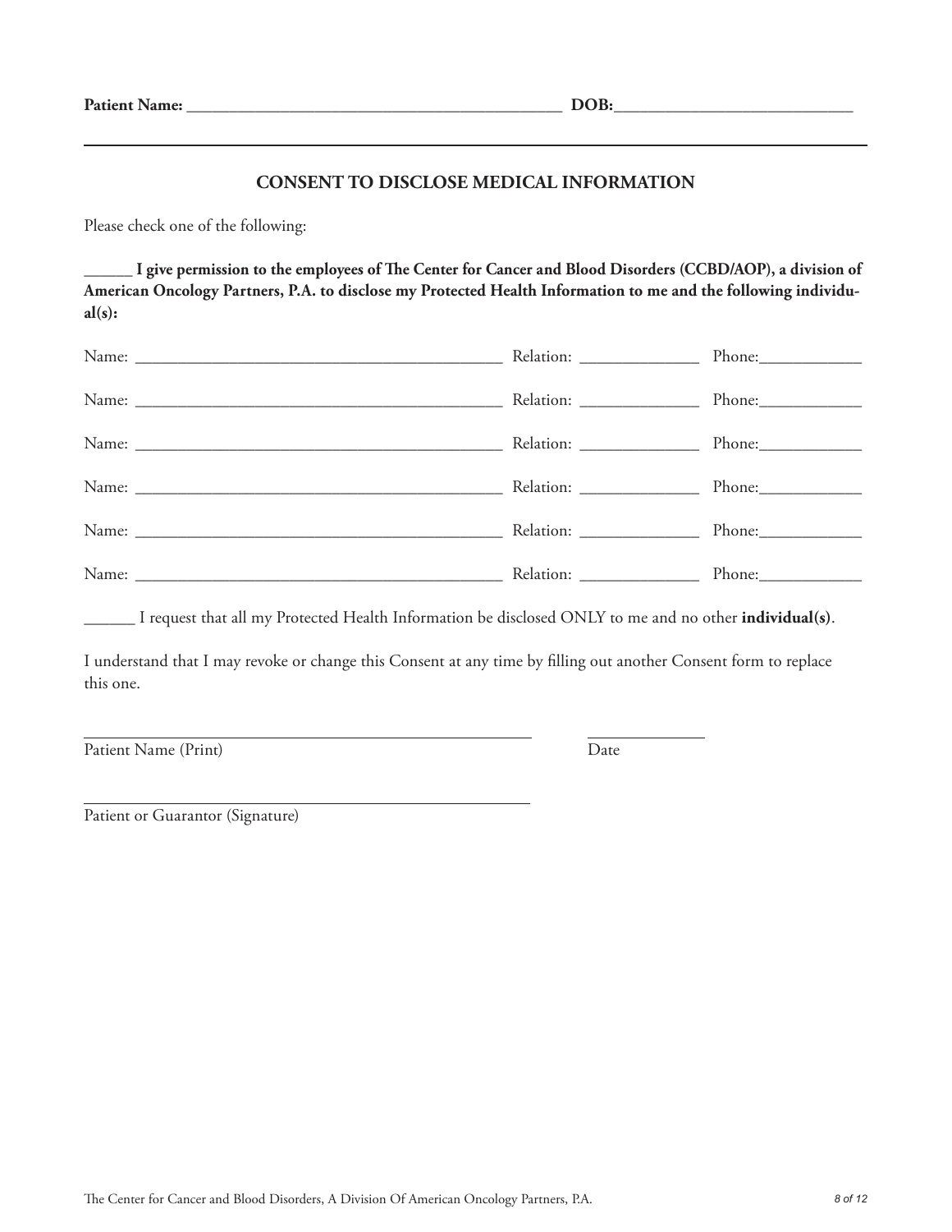**Patient Name:** _______________________________________________ **DOB:**_____________________________

## CONSENT TO DISCLOSE MEDICAL INFORMATION

Please check one of the following:

**______ I give permission to the employees of The Center for Cancer and Blood Disorders (CCBD/AOP), a division of American Oncology Partners, P.A. to disclose my Protected Health Information to me and the following individual(s):**

Name: _______________________________________________ Relation: _______________ Phone:_____________

Name: _______________________________________________ Relation: _______________ Phone:_____________

Name: _______________________________________________ Relation: _______________ Phone:_____________

Name: _______________________________________________ Relation: _______________ Phone:_____________

Name: _______________________________________________ Relation: _______________ Phone:_____________

Name: _______________________________________________ Relation: _______________ Phone:_____________

______ I request that all my Protected Health Information be disclosed ONLY to me and no other **individual(s)**.

I understand that I may revoke or change this Consent at any time by filling out another Consent form to replace this one.

_________________________________________________________ _______________

Patient Name (Print) Date

_________________________________________________________

Patient or Guarantor (Signature)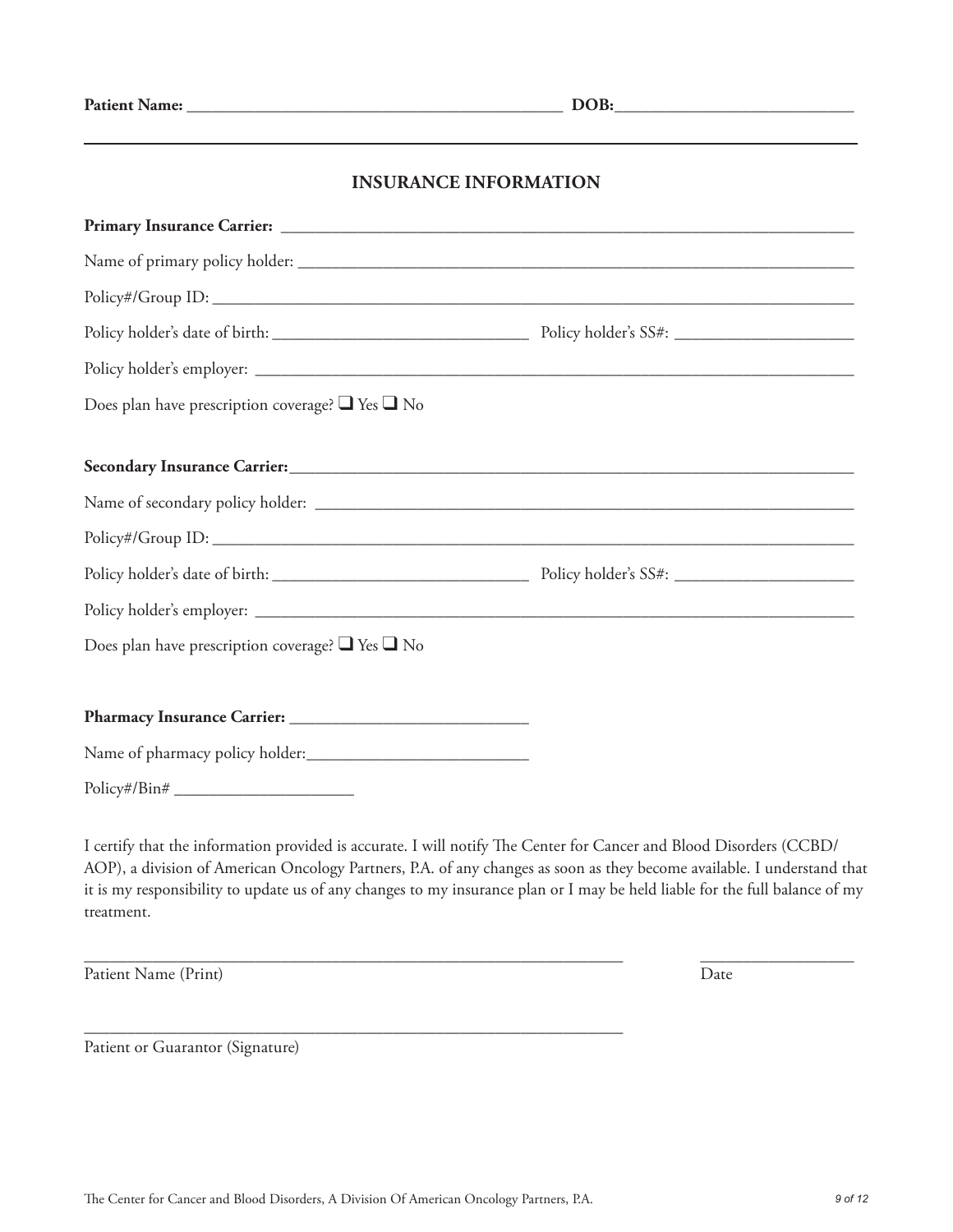**Patient Name:** ____________________________________________ **DOB:** ___________________________

## INSURANCE INFORMATION

**Primary Insurance Carrier:** ______________________________________________________________________

Name of primary policy holder: ______________________________________________________________

Policy#/Group ID: _________________________________________________________________________

Policy holder's date of birth: ______________________________ Policy holder's SS#: _____________________

Policy holder's employer: ___________________________________________________________________

Does plan have prescription coverage? ❑ Yes ❑ No

**Secondary Insurance Carrier:** _____________________________________________________________________

Name of secondary policy holder: ____________________________________________________________

Policy#/Group ID: _________________________________________________________________________

Policy holder's date of birth: ______________________________ Policy holder's SS#: _____________________

Policy holder's employer: ___________________________________________________________________

Does plan have prescription coverage? ❑ Yes ❑ No

**Pharmacy Insurance Carrier:** ____________________________

Name of pharmacy policy holder: __________________________

Policy#/Bin# _____________________

I certify that the information provided is accurate. I will notify The Center for Cancer and Blood Disorders (CCBD/AOP), a division of American Oncology Partners, P.A. of any changes as soon as they become available. I understand that it is my responsibility to update us of any changes to my insurance plan or I may be held liable for the full balance of my treatment.

_________________________________________________________________ ___________________

Patient Name (Print) Date

_________________________________________________________________

Patient or Guarantor (Signature)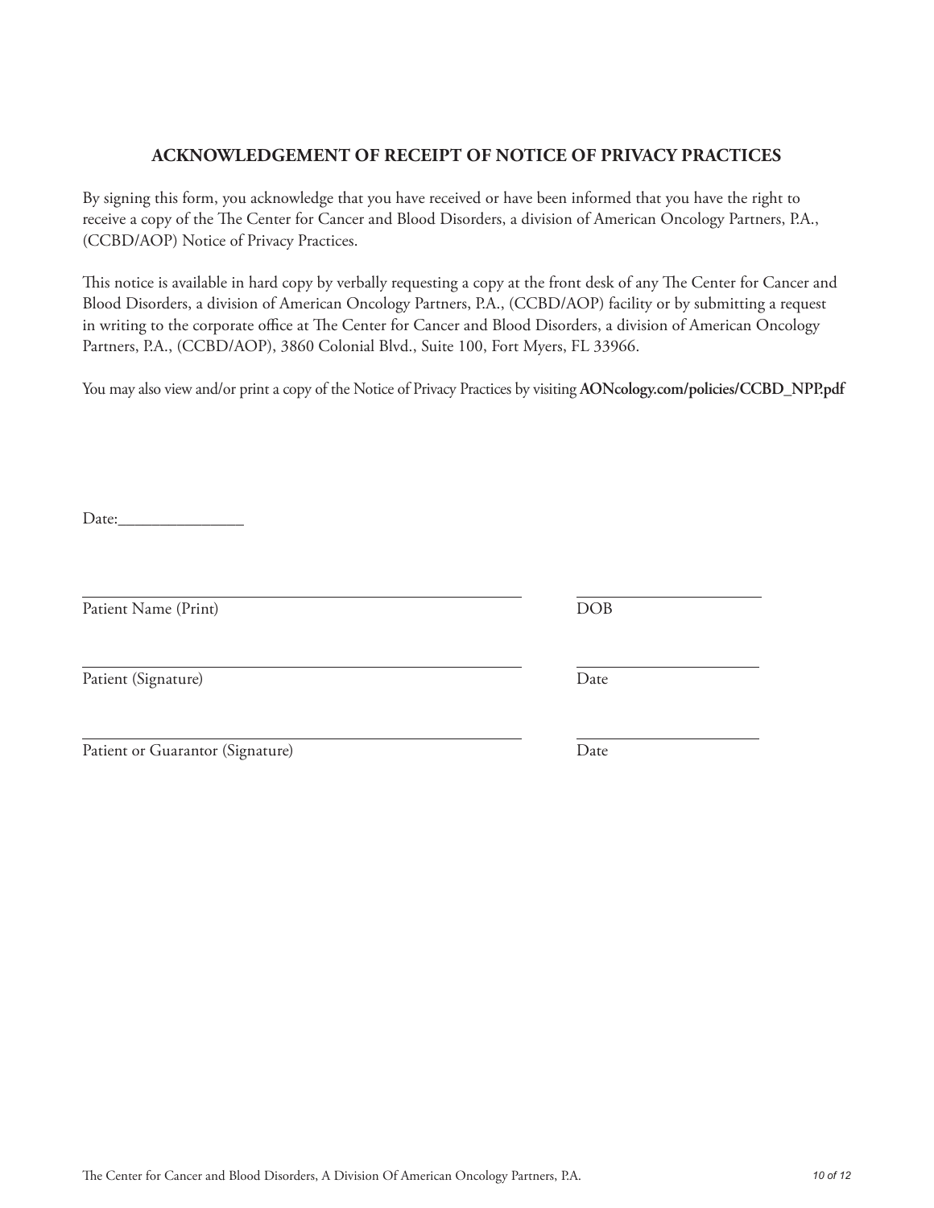## ACKNOWLEDGEMENT OF RECEIPT OF NOTICE OF PRIVACY PRACTICES

By signing this form, you acknowledge that you have received or have been informed that you have the right to receive a copy of the The Center for Cancer and Blood Disorders, a division of American Oncology Partners, P.A., (CCBD/AOP) Notice of Privacy Practices.

This notice is available in hard copy by verbally requesting a copy at the front desk of any The Center for Cancer and Blood Disorders, a division of American Oncology Partners, P.A., (CCBD/AOP) facility or by submitting a request in writing to the corporate office at The Center for Cancer and Blood Disorders, a division of American Oncology Partners, P.A., (CCBD/AOP), 3860 Colonial Blvd., Suite 100, Fort Myers, FL 33966.

You may also view and/or print a copy of the Notice of Privacy Practices by visiting **AONcology.com/policies/CCBD_NPP.pdf**

Date:_______________

_______________________________________________ _____________________

Patient Name (Print) DOB

_______________________________________________ _____________________

Patient (Signature) Date

_______________________________________________ _____________________

Patient or Guarantor (Signature) Date

The Center for Cancer and Blood Disorders, A Division Of American Oncology Partners, P.A.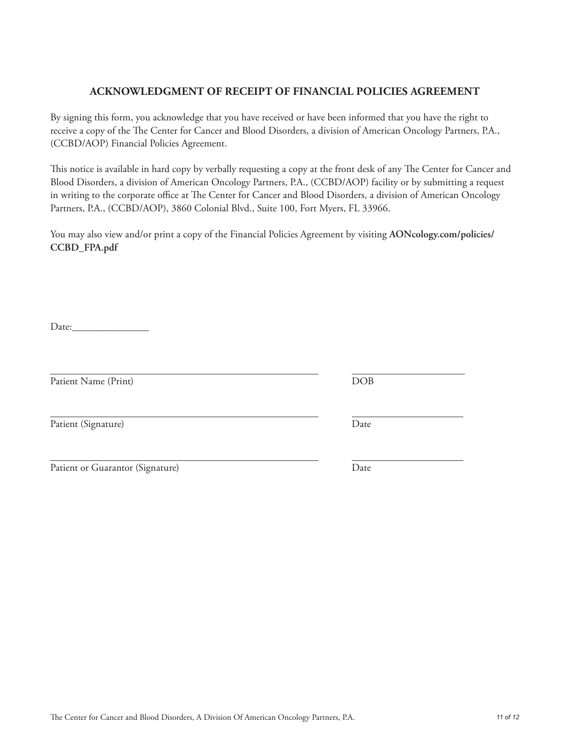## ACKNOWLEDGMENT OF RECEIPT OF FINANCIAL POLICIES AGREEMENT

By signing this form, you acknowledge that you have received or have been informed that you have the right to receive a copy of the The Center for Cancer and Blood Disorders, a division of American Oncology Partners, P.A., (CCBD/AOP) Financial Policies Agreement.

This notice is available in hard copy by verbally requesting a copy at the front desk of any The Center for Cancer and Blood Disorders, a division of American Oncology Partners, P.A., (CCBD/AOP) facility or by submitting a request in writing to the corporate office at The Center for Cancer and Blood Disorders, a division of American Oncology Partners, P.A., (CCBD/AOP), 3860 Colonial Blvd., Suite 100, Fort Myers, FL 33966.

You may also view and/or print a copy of the Financial Policies Agreement by visiting **AONcology.com/policies/CCBD_FPA.pdf**

Date:_______________

_______________________________________ _______________

Patient Name (Print) DOB

_______________________________________ _______________

Patient (Signature) Date

_______________________________________ _______________

Patient or Guarantor (Signature) Date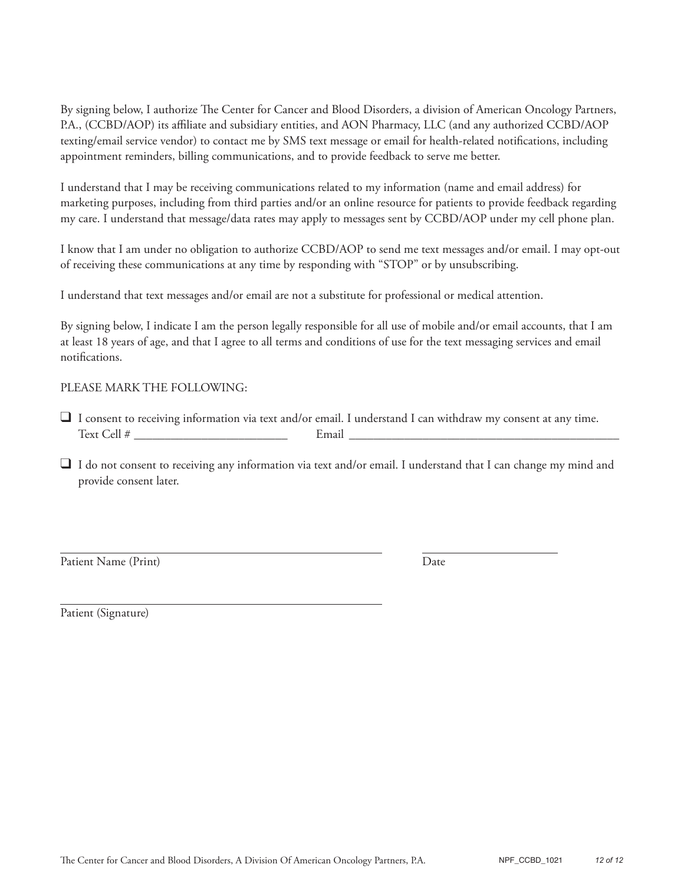By signing below, I authorize The Center for Cancer and Blood Disorders, a division of American Oncology Partners, P.A., (CCBD/AOP) its affiliate and subsidiary entities, and AON Pharmacy, LLC (and any authorized CCBD/AOP texting/email service vendor) to contact me by SMS text message or email for health-related notifications, including appointment reminders, billing communications, and to provide feedback to serve me better.

I understand that I may be receiving communications related to my information (name and email address) for marketing purposes, including from third parties and/or an online resource for patients to provide feedback regarding my care. I understand that message/data rates may apply to messages sent by CCBD/AOP under my cell phone plan.

I know that I am under no obligation to authorize CCBD/AOP to send me text messages and/or email. I may opt-out of receiving these communications at any time by responding with "STOP" or by unsubscribing.

I understand that text messages and/or email are not a substitute for professional or medical attention.

By signing below, I indicate I am the person legally responsible for all use of mobile and/or email accounts, that I am at least 18 years of age, and that I agree to all terms and conditions of use for the text messaging services and email notifications.

PLEASE MARK THE FOLLOWING:

- ☐ I consent to receiving information via text and/or email. I understand I can withdraw my consent at any time.
  Text Cell # _________________________ Email _____________________________________________

- ☐ I do not consent to receiving any information via text and/or email. I understand that I can change my mind and provide consent later.

_______________________________________________ _____________________

Patient Name (Print) Date

_______________________________________________

Patient (Signature)

The Center for Cancer and Blood Disorders, A Division Of American Oncology Partners, P.A. NPF_CCBD_1021